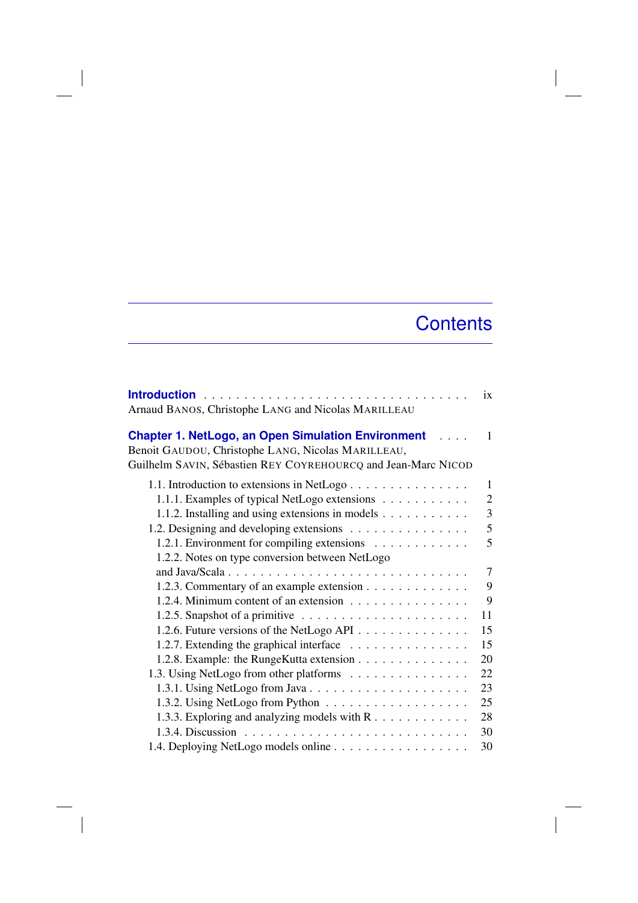# Contents

**Introduction** . . . . . . . . . . . . . . . . . . . . . . . . . . . . . . . . ix
Arnaud BANOS, Christophe LANG and Nicolas MARILLEAU

**Chapter 1. NetLogo, an Open Simulation Environment** . . . . 1
Benoit GAUDOU, Christophe LANG, Nicolas MARILLEAU,
Guilhelm SAVIN, Sébastien REY COYREHOURCQ and Jean-Marc NICOD

- 1.1. Introduction to extensions in NetLogo . . . . . . . . . . . . . . . 1
  - 1.1.1. Examples of typical NetLogo extensions . . . . . . . . . . . 2
  - 1.1.2. Installing and using extensions in models . . . . . . . . . . . 3
- 1.2. Designing and developing extensions . . . . . . . . . . . . . . . 5
  - 1.2.1. Environment for compiling extensions . . . . . . . . . . . . 5
  - 1.2.2. Notes on type conversion between NetLogo and Java/Scala . . . . . . . . . . . . . . . . . . . . . . . . . . . . 7
  - 1.2.3. Commentary of an example extension . . . . . . . . . . . . . 9
  - 1.2.4. Minimum content of an extension . . . . . . . . . . . . . . . 9
  - 1.2.5. Snapshot of a primitive . . . . . . . . . . . . . . . . . . . . . 11
  - 1.2.6. Future versions of the NetLogo API . . . . . . . . . . . . . . 15
  - 1.2.7. Extending the graphical interface . . . . . . . . . . . . . . . 15
  - 1.2.8. Example: the RungeKutta extension . . . . . . . . . . . . . . 20
- 1.3. Using NetLogo from other platforms . . . . . . . . . . . . . . . 22
  - 1.3.1. Using NetLogo from Java . . . . . . . . . . . . . . . . . . . . 23
  - 1.3.2. Using NetLogo from Python . . . . . . . . . . . . . . . . . . . 25
  - 1.3.3. Exploring and analyzing models with R . . . . . . . . . . . . 28
  - 1.3.4. Discussion . . . . . . . . . . . . . . . . . . . . . . . . . . . . 30
- 1.4. Deploying NetLogo models online . . . . . . . . . . . . . . . . . 30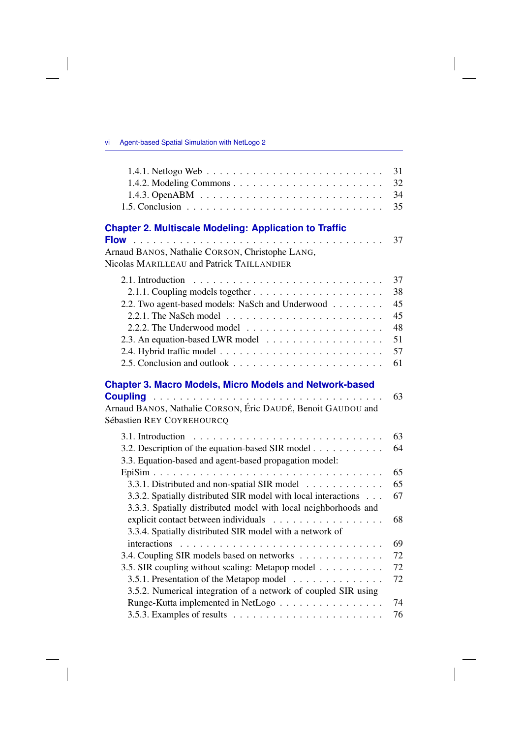1.4.1. Netlogo Web . . . . . . . . . . . . . . . . . . . . . . . . . . 31
1.4.2. Modeling Commons . . . . . . . . . . . . . . . . . . . . . . 32
1.4.3. OpenABM . . . . . . . . . . . . . . . . . . . . . . . . . . . 34
1.5. Conclusion . . . . . . . . . . . . . . . . . . . . . . . . . . . . 35

**Chapter 2. Multiscale Modeling: Application to Traffic Flow** . . . . . . . . . . . . . . . . . . . . . . . . . . . . . . . . . . . 37
Arnaud BANOS, Nathalie CORSON, Christophe LANG, Nicolas MARILLEAU and Patrick TAILLANDIER

2.1. Introduction . . . . . . . . . . . . . . . . . . . . . . . . . . . . 37
2.1.1. Coupling models together . . . . . . . . . . . . . . . . . . . . 38
2.2. Two agent-based models: NaSch and Underwood . . . . . . . . 45
2.2.1. The NaSch model . . . . . . . . . . . . . . . . . . . . . . . . 45
2.2.2. The Underwood model . . . . . . . . . . . . . . . . . . . . . 48
2.3. An equation-based LWR model . . . . . . . . . . . . . . . . . . 51
2.4. Hybrid traffic model . . . . . . . . . . . . . . . . . . . . . . . . 57
2.5. Conclusion and outlook . . . . . . . . . . . . . . . . . . . . . . 61

**Chapter 3. Macro Models, Micro Models and Network-based Coupling** . . . . . . . . . . . . . . . . . . . . . . . . . . . . . . . . 63
Arnaud BANOS, Nathalie CORSON, Éric DAUDÉ, Benoit GAUDOU and Sébastien REY COYREHOURCQ

3.1. Introduction . . . . . . . . . . . . . . . . . . . . . . . . . . . . 63
3.2. Description of the equation-based SIR model . . . . . . . . . . . 64
3.3. Equation-based and agent-based propagation model: EpiSim . . . . . . . . . . . . . . . . . . . . . . . . . . . . . . . . . 65
3.3.1. Distributed and non-spatial SIR model . . . . . . . . . . . . 65
3.3.2. Spatially distributed SIR model with local interactions . . . 67
3.3.3. Spatially distributed model with local neighborhoods and explicit contact between individuals . . . . . . . . . . . . . . . . . 68
3.3.4. Spatially distributed SIR model with a network of interactions . . . . . . . . . . . . . . . . . . . . . . . . . . . . . . 69
3.4. Coupling SIR models based on networks . . . . . . . . . . . . . 72
3.5. SIR coupling without scaling: Metapop model . . . . . . . . . . 72
3.5.1. Presentation of the Metapop model . . . . . . . . . . . . . . 72
3.5.2. Numerical integration of a network of coupled SIR using Runge-Kutta implemented in NetLogo . . . . . . . . . . . . . . . . 74
3.5.3. Examples of results . . . . . . . . . . . . . . . . . . . . . . . 76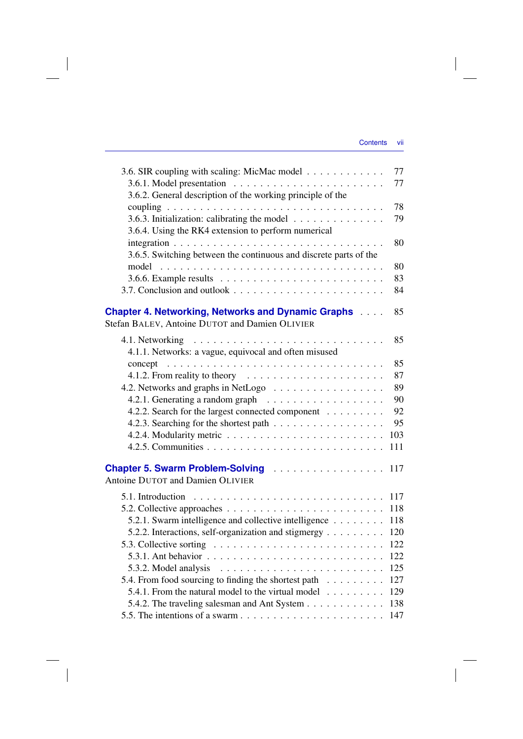3.6. SIR coupling with scaling: MicMac model . . . . . . . . . . . . 77
3.6.1. Model presentation . . . . . . . . . . . . . . . . . . . . . . . . 77
3.6.2. General description of the working principle of the coupling . . . . . . . . . . . . . . . . . . . . . . . . . . . . . . 78
3.6.3. Initialization: calibrating the model . . . . . . . . . . . . . . 79
3.6.4. Using the RK4 extension to perform numerical integration . . . . . . . . . . . . . . . . . . . . . . . . . . . . . 80
3.6.5. Switching between the continuous and discrete parts of the model . . . . . . . . . . . . . . . . . . . . . . . . . . . . . . 80
3.6.6. Example results . . . . . . . . . . . . . . . . . . . . . . . . 83
3.7. Conclusion and outlook . . . . . . . . . . . . . . . . . . . . . . 84

## Chapter 4. Networking, Networks and Dynamic Graphs . . . . 85

Stefan BALEV, Antoine DUTOT and Damien OLIVIER

4.1. Networking . . . . . . . . . . . . . . . . . . . . . . . . . . . 85
4.1.1. Networks: a vague, equivocal and often misused concept . . . . . . . . . . . . . . . . . . . . . . . . . . . . . . 85
4.1.2. From reality to theory . . . . . . . . . . . . . . . . . . . . . 87
4.2. Networks and graphs in NetLogo . . . . . . . . . . . . . . . . . 89
4.2.1. Generating a random graph . . . . . . . . . . . . . . . . . 90
4.2.2. Search for the largest connected component . . . . . . . . . 92
4.2.3. Searching for the shortest path . . . . . . . . . . . . . . . . 95
4.2.4. Modularity metric . . . . . . . . . . . . . . . . . . . . . . . 103
4.2.5. Communities . . . . . . . . . . . . . . . . . . . . . . . . . . 111

## Chapter 5. Swarm Problem-Solving . . . . . . . . . . . . . . . . 117

Antoine DUTOT and Damien OLIVIER

5.1. Introduction . . . . . . . . . . . . . . . . . . . . . . . . . . . 117
5.2. Collective approaches . . . . . . . . . . . . . . . . . . . . . . . 118
5.2.1. Swarm intelligence and collective intelligence . . . . . . . . 118
5.2.2. Interactions, self-organization and stigmergy . . . . . . . . . 120
5.3. Collective sorting . . . . . . . . . . . . . . . . . . . . . . . . 122
5.3.1. Ant behavior . . . . . . . . . . . . . . . . . . . . . . . . . . 122
5.3.2. Model analysis . . . . . . . . . . . . . . . . . . . . . . . . 125
5.4. From food sourcing to finding the shortest path . . . . . . . . . 127
5.4.1. From the natural model to the virtual model . . . . . . . . . 129
5.4.2. The traveling salesman and Ant System . . . . . . . . . . . . 138
5.5. The intentions of a swarm . . . . . . . . . . . . . . . . . . . . 147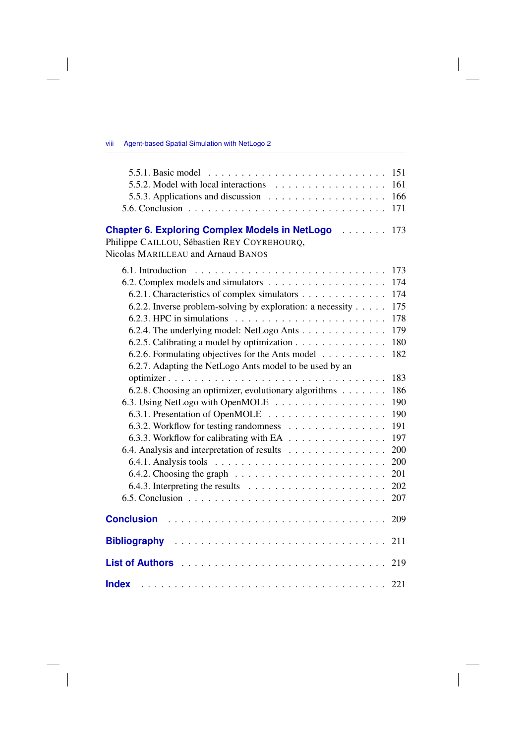5.5.1. Basic model . . . . . . . . . . . . . . . . . . . . . . . . . 151
5.5.2. Model with local interactions . . . . . . . . . . . . . . . . . 161
5.5.3. Applications and discussion . . . . . . . . . . . . . . . . . . 166
5.6. Conclusion . . . . . . . . . . . . . . . . . . . . . . . . . . . 171

**Chapter 6. Exploring Complex Models in NetLogo** . . . . . . . 173
Philippe CAILLOU, Sébastien REY COYREHOURQ,
Nicolas MARILLEAU and Arnaud BANOS

6.1. Introduction . . . . . . . . . . . . . . . . . . . . . . . . . . . 173
6.2. Complex models and simulators . . . . . . . . . . . . . . . . . 174
6.2.1. Characteristics of complex simulators . . . . . . . . . . . . . 174
6.2.2. Inverse problem-solving by exploration: a necessity . . . . . 175
6.2.3. HPC in simulations . . . . . . . . . . . . . . . . . . . . . . 178
6.2.4. The underlying model: NetLogo Ants . . . . . . . . . . . . . 179
6.2.5. Calibrating a model by optimization . . . . . . . . . . . . . . 180
6.2.6. Formulating objectives for the Ants model . . . . . . . . . . 182
6.2.7. Adapting the NetLogo Ants model to be used by an optimizer . . . . . . . . . . . . . . . . . . . . . . . . . . . . . . . 183
6.2.8. Choosing an optimizer, evolutionary algorithms . . . . . . . 186
6.3. Using NetLogo with OpenMOLE . . . . . . . . . . . . . . . . . 190
6.3.1. Presentation of OpenMOLE . . . . . . . . . . . . . . . . . . 190
6.3.2. Workflow for testing randomness . . . . . . . . . . . . . . . 191
6.3.3. Workflow for calibrating with EA . . . . . . . . . . . . . . . 197
6.4. Analysis and interpretation of results . . . . . . . . . . . . . . 200
6.4.1. Analysis tools . . . . . . . . . . . . . . . . . . . . . . . . . 200
6.4.2. Choosing the graph . . . . . . . . . . . . . . . . . . . . . . 201
6.4.3. Interpreting the results . . . . . . . . . . . . . . . . . . . . 202
6.5. Conclusion . . . . . . . . . . . . . . . . . . . . . . . . . . . 207

**Conclusion** . . . . . . . . . . . . . . . . . . . . . . . . . . . . . 209

**Bibliography** . . . . . . . . . . . . . . . . . . . . . . . . . . . . 211

**List of Authors** . . . . . . . . . . . . . . . . . . . . . . . . . . . 219

**Index** . . . . . . . . . . . . . . . . . . . . . . . . . . . . . . . . 221